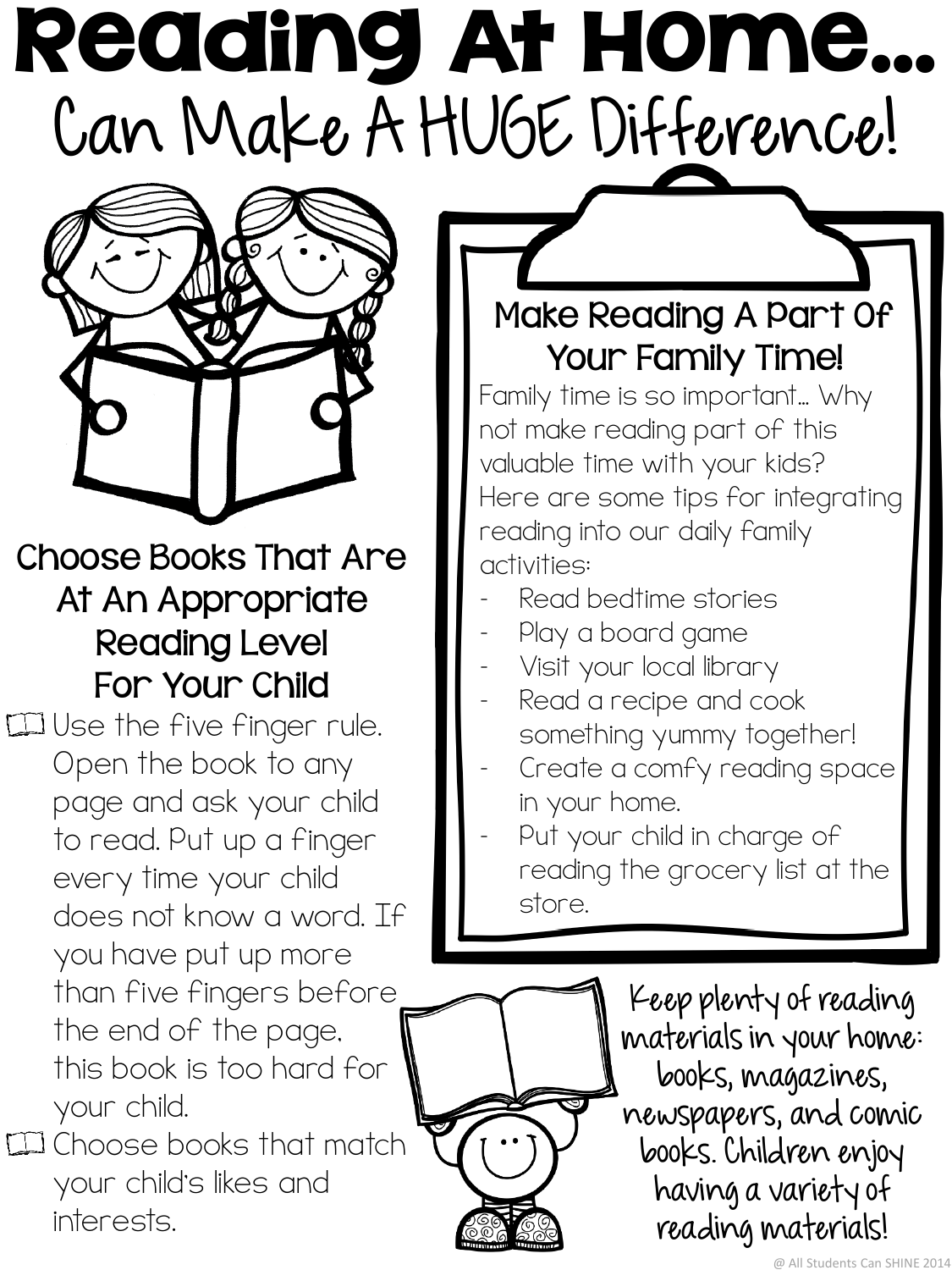# Reading At Home...

## Can Make A HUGE Difference!

### Choose Books That Are At An Appropriate Reading Level For Your Child

- Use the five finger rule. Open the book to any page and ask your child to read. Put up a finger every time your child does not know a word. If you have put up more than five fingers before the end of the page, this book is too hard for your child.
- Choose books that match your child's likes and interests.

### Make Reading A Part Of Your Family Time!

Family time is so important... Why not make reading part of this valuable time with your kids? Here are some tips for integrating reading into our daily family activities:

- Read bedtime stories
- Play a board game
- Visit your local library
- Read a recipe and cook something yummy together!
- Create a comfy reading space in your home.
- Put your child in charge of reading the grocery list at the store.

Keep plenty of reading materials in your home: books, magazines, newspapers, and comic books. Children enjoy having a variety of reading materials!

@ All Students Can SHINE 2014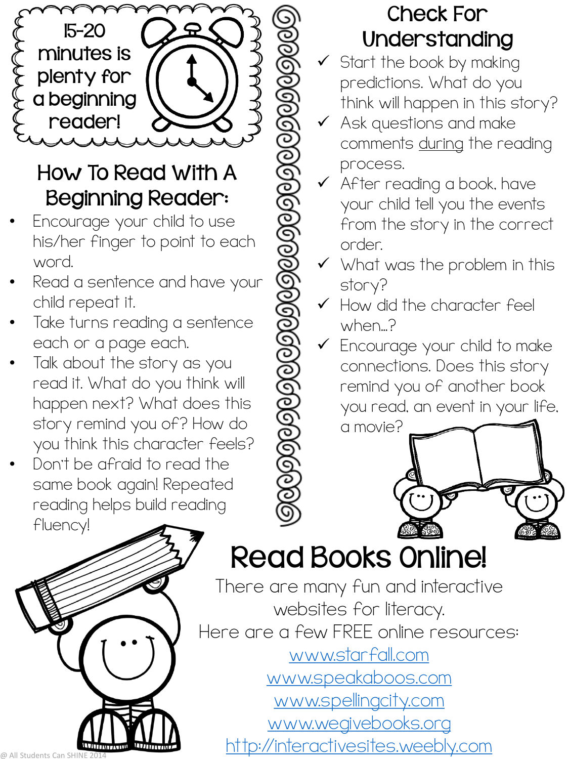15-20 minutes is plenty for a beginning reader!

## How To Read With A Beginning Reader:

- Encourage your child to use his/her finger to point to each word.
- Read a sentence and have your child repeat it.
- Take turns reading a sentence each or a page each.
- Talk about the story as you read it. What do you think will happen next? What does this story remind you of? How do you think this character feels?
- Don't be afraid to read the same book again! Repeated reading helps build reading fluency!

## Check For Understanding

- ✓ Start the book by making predictions. What do you think will happen in this story?
- ✓ Ask questions and make comments <u>during</u> the reading process.
- ✓ After reading a book, have your child tell you the events from the story in the correct order.
- ✓ What was the problem in this story?
- ✓ How did the character feel when...?
- ✓ Encourage your child to make connections. Does this story remind you of another book you read, an event in your life, a movie?

## Read Books Online!

There are many fun and interactive websites for literacy.

Here are a few FREE online resources:

www.starfall.com

www.speakaboos.com

www.spellingcity.com

www.wegivebooks.org

http://interactivesites.weebly.com

@ All Students Can SHINE 2014